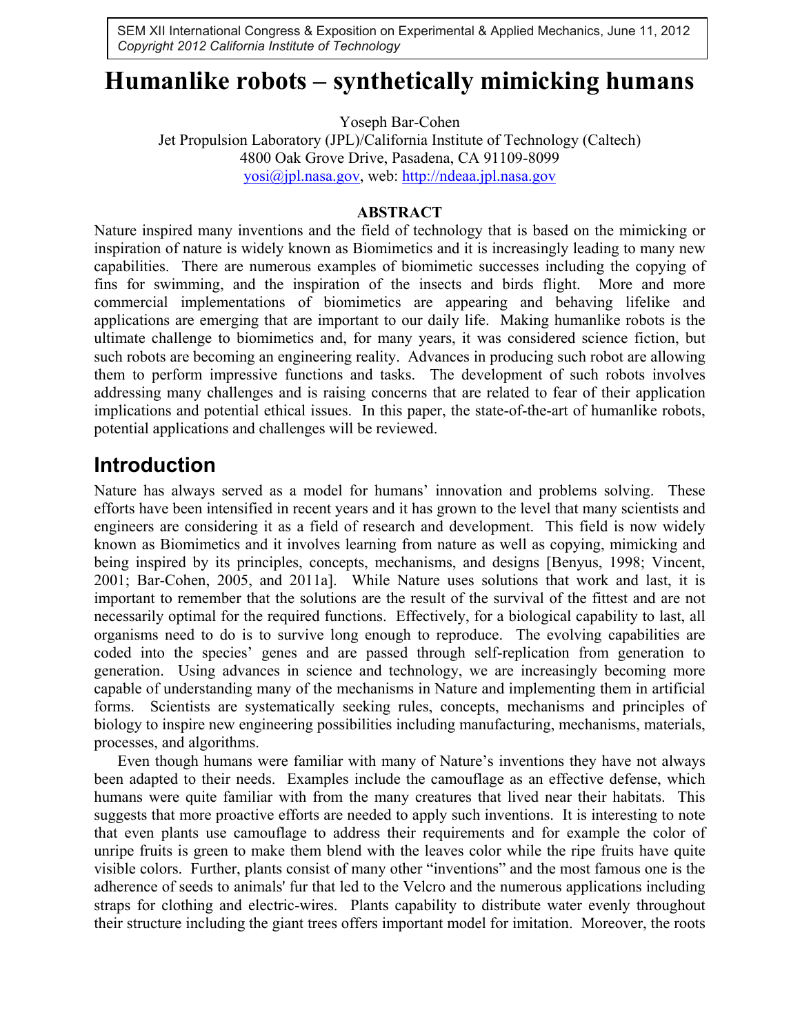SEM XII International Congress & Exposition on Experimental & Applied Mechanics, June 11, 2012
*Copyright 2012 California Institute of Technology*

# Humanlike robots – synthetically mimicking humans

Yoseph Bar-Cohen
Jet Propulsion Laboratory (JPL)/California Institute of Technology (Caltech)
4800 Oak Grove Drive, Pasadena, CA 91109-8099
yosi@jpl.nasa.gov, web: http://ndeaa.jpl.nasa.gov

**ABSTRACT**

Nature inspired many inventions and the field of technology that is based on the mimicking or inspiration of nature is widely known as Biomimetics and it is increasingly leading to many new capabilities. There are numerous examples of biomimetic successes including the copying of fins for swimming, and the inspiration of the insects and birds flight. More and more commercial implementations of biomimetics are appearing and behaving lifelike and applications are emerging that are important to our daily life. Making humanlike robots is the ultimate challenge to biomimetics and, for many years, it was considered science fiction, but such robots are becoming an engineering reality. Advances in producing such robot are allowing them to perform impressive functions and tasks. The development of such robots involves addressing many challenges and is raising concerns that are related to fear of their application implications and potential ethical issues. In this paper, the state-of-the-art of humanlike robots, potential applications and challenges will be reviewed.

## Introduction

Nature has always served as a model for humans' innovation and problems solving. These efforts have been intensified in recent years and it has grown to the level that many scientists and engineers are considering it as a field of research and development. This field is now widely known as Biomimetics and it involves learning from nature as well as copying, mimicking and being inspired by its principles, concepts, mechanisms, and designs [Benyus, 1998; Vincent, 2001; Bar-Cohen, 2005, and 2011a]. While Nature uses solutions that work and last, it is important to remember that the solutions are the result of the survival of the fittest and are not necessarily optimal for the required functions. Effectively, for a biological capability to last, all organisms need to do is to survive long enough to reproduce. The evolving capabilities are coded into the species' genes and are passed through self-replication from generation to generation. Using advances in science and technology, we are increasingly becoming more capable of understanding many of the mechanisms in Nature and implementing them in artificial forms. Scientists are systematically seeking rules, concepts, mechanisms and principles of biology to inspire new engineering possibilities including manufacturing, mechanisms, materials, processes, and algorithms.

Even though humans were familiar with many of Nature's inventions they have not always been adapted to their needs. Examples include the camouflage as an effective defense, which humans were quite familiar with from the many creatures that lived near their habitats. This suggests that more proactive efforts are needed to apply such inventions. It is interesting to note that even plants use camouflage to address their requirements and for example the color of unripe fruits is green to make them blend with the leaves color while the ripe fruits have quite visible colors. Further, plants consist of many other "inventions" and the most famous one is the adherence of seeds to animals' fur that led to the Velcro and the numerous applications including straps for clothing and electric-wires. Plants capability to distribute water evenly throughout their structure including the giant trees offers important model for imitation. Moreover, the roots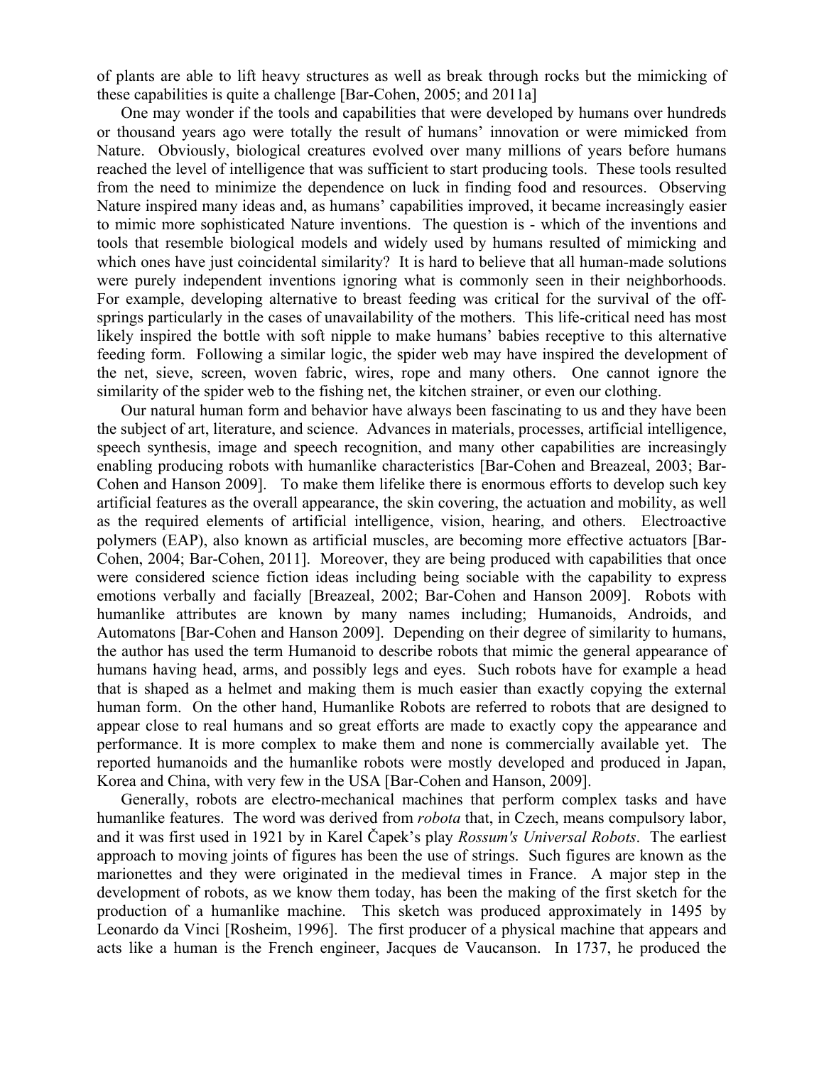of plants are able to lift heavy structures as well as break through rocks but the mimicking of these capabilities is quite a challenge [Bar-Cohen, 2005; and 2011a]

One may wonder if the tools and capabilities that were developed by humans over hundreds or thousand years ago were totally the result of humans' innovation or were mimicked from Nature. Obviously, biological creatures evolved over many millions of years before humans reached the level of intelligence that was sufficient to start producing tools. These tools resulted from the need to minimize the dependence on luck in finding food and resources. Observing Nature inspired many ideas and, as humans' capabilities improved, it became increasingly easier to mimic more sophisticated Nature inventions. The question is - which of the inventions and tools that resemble biological models and widely used by humans resulted of mimicking and which ones have just coincidental similarity? It is hard to believe that all human-made solutions were purely independent inventions ignoring what is commonly seen in their neighborhoods. For example, developing alternative to breast feeding was critical for the survival of the off-springs particularly in the cases of unavailability of the mothers. This life-critical need has most likely inspired the bottle with soft nipple to make humans' babies receptive to this alternative feeding form. Following a similar logic, the spider web may have inspired the development of the net, sieve, screen, woven fabric, wires, rope and many others. One cannot ignore the similarity of the spider web to the fishing net, the kitchen strainer, or even our clothing.

Our natural human form and behavior have always been fascinating to us and they have been the subject of art, literature, and science. Advances in materials, processes, artificial intelligence, speech synthesis, image and speech recognition, and many other capabilities are increasingly enabling producing robots with humanlike characteristics [Bar-Cohen and Breazeal, 2003; Bar-Cohen and Hanson 2009]. To make them lifelike there is enormous efforts to develop such key artificial features as the overall appearance, the skin covering, the actuation and mobility, as well as the required elements of artificial intelligence, vision, hearing, and others. Electroactive polymers (EAP), also known as artificial muscles, are becoming more effective actuators [Bar-Cohen, 2004; Bar-Cohen, 2011]. Moreover, they are being produced with capabilities that once were considered science fiction ideas including being sociable with the capability to express emotions verbally and facially [Breazeal, 2002; Bar-Cohen and Hanson 2009]. Robots with humanlike attributes are known by many names including; Humanoids, Androids, and Automatons [Bar-Cohen and Hanson 2009]. Depending on their degree of similarity to humans, the author has used the term Humanoid to describe robots that mimic the general appearance of humans having head, arms, and possibly legs and eyes. Such robots have for example a head that is shaped as a helmet and making them is much easier than exactly copying the external human form. On the other hand, Humanlike Robots are referred to robots that are designed to appear close to real humans and so great efforts are made to exactly copy the appearance and performance. It is more complex to make them and none is commercially available yet. The reported humanoids and the humanlike robots were mostly developed and produced in Japan, Korea and China, with very few in the USA [Bar-Cohen and Hanson, 2009].

Generally, robots are electro-mechanical machines that perform complex tasks and have humanlike features. The word was derived from *robota* that, in Czech, means compulsory labor, and it was first used in 1921 by in Karel Čapek's play *Rossum's Universal Robots*. The earliest approach to moving joints of figures has been the use of strings. Such figures are known as the marionettes and they were originated in the medieval times in France. A major step in the development of robots, as we know them today, has been the making of the first sketch for the production of a humanlike machine. This sketch was produced approximately in 1495 by Leonardo da Vinci [Rosheim, 1996]. The first producer of a physical machine that appears and acts like a human is the French engineer, Jacques de Vaucanson. In 1737, he produced the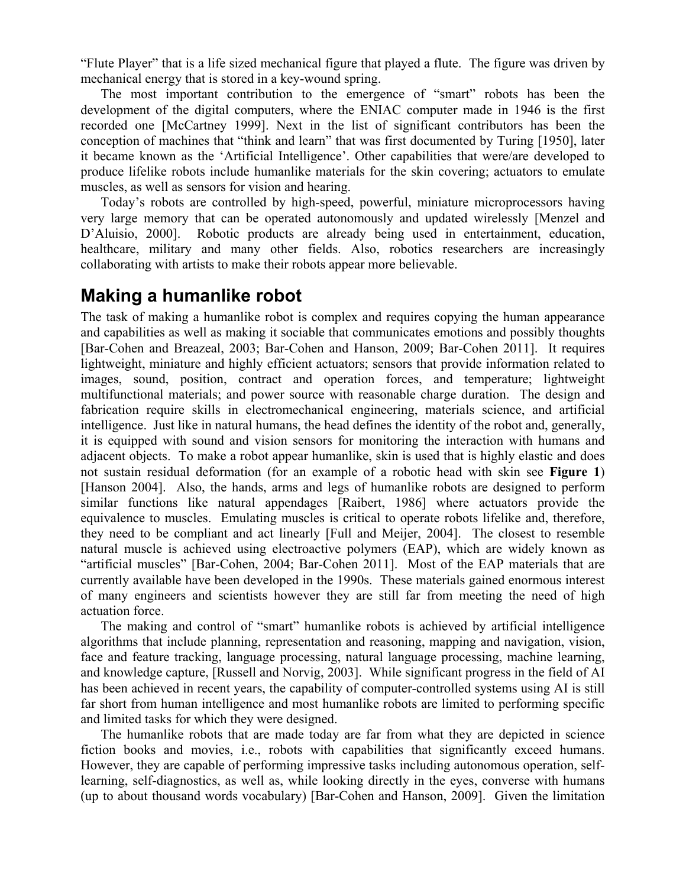"Flute Player" that is a life sized mechanical figure that played a flute. The figure was driven by mechanical energy that is stored in a key-wound spring.

The most important contribution to the emergence of "smart" robots has been the development of the digital computers, where the ENIAC computer made in 1946 is the first recorded one [McCartney 1999]. Next in the list of significant contributors has been the conception of machines that "think and learn" that was first documented by Turing [1950], later it became known as the 'Artificial Intelligence'. Other capabilities that were/are developed to produce lifelike robots include humanlike materials for the skin covering; actuators to emulate muscles, as well as sensors for vision and hearing.

Today's robots are controlled by high-speed, powerful, miniature microprocessors having very large memory that can be operated autonomously and updated wirelessly [Menzel and D'Aluisio, 2000]. Robotic products are already being used in entertainment, education, healthcare, military and many other fields. Also, robotics researchers are increasingly collaborating with artists to make their robots appear more believable.

## Making a humanlike robot

The task of making a humanlike robot is complex and requires copying the human appearance and capabilities as well as making it sociable that communicates emotions and possibly thoughts [Bar-Cohen and Breazeal, 2003; Bar-Cohen and Hanson, 2009; Bar-Cohen 2011]. It requires lightweight, miniature and highly efficient actuators; sensors that provide information related to images, sound, position, contract and operation forces, and temperature; lightweight multifunctional materials; and power source with reasonable charge duration. The design and fabrication require skills in electromechanical engineering, materials science, and artificial intelligence. Just like in natural humans, the head defines the identity of the robot and, generally, it is equipped with sound and vision sensors for monitoring the interaction with humans and adjacent objects. To make a robot appear humanlike, skin is used that is highly elastic and does not sustain residual deformation (for an example of a robotic head with skin see **Figure 1**) [Hanson 2004]. Also, the hands, arms and legs of humanlike robots are designed to perform similar functions like natural appendages [Raibert, 1986] where actuators provide the equivalence to muscles. Emulating muscles is critical to operate robots lifelike and, therefore, they need to be compliant and act linearly [Full and Meijer, 2004]. The closest to resemble natural muscle is achieved using electroactive polymers (EAP), which are widely known as "artificial muscles" [Bar-Cohen, 2004; Bar-Cohen 2011]. Most of the EAP materials that are currently available have been developed in the 1990s. These materials gained enormous interest of many engineers and scientists however they are still far from meeting the need of high actuation force.

The making and control of "smart" humanlike robots is achieved by artificial intelligence algorithms that include planning, representation and reasoning, mapping and navigation, vision, face and feature tracking, language processing, natural language processing, machine learning, and knowledge capture, [Russell and Norvig, 2003]. While significant progress in the field of AI has been achieved in recent years, the capability of computer-controlled systems using AI is still far short from human intelligence and most humanlike robots are limited to performing specific and limited tasks for which they were designed.

The humanlike robots that are made today are far from what they are depicted in science fiction books and movies, i.e., robots with capabilities that significantly exceed humans. However, they are capable of performing impressive tasks including autonomous operation, self-learning, self-diagnostics, as well as, while looking directly in the eyes, converse with humans (up to about thousand words vocabulary) [Bar-Cohen and Hanson, 2009]. Given the limitation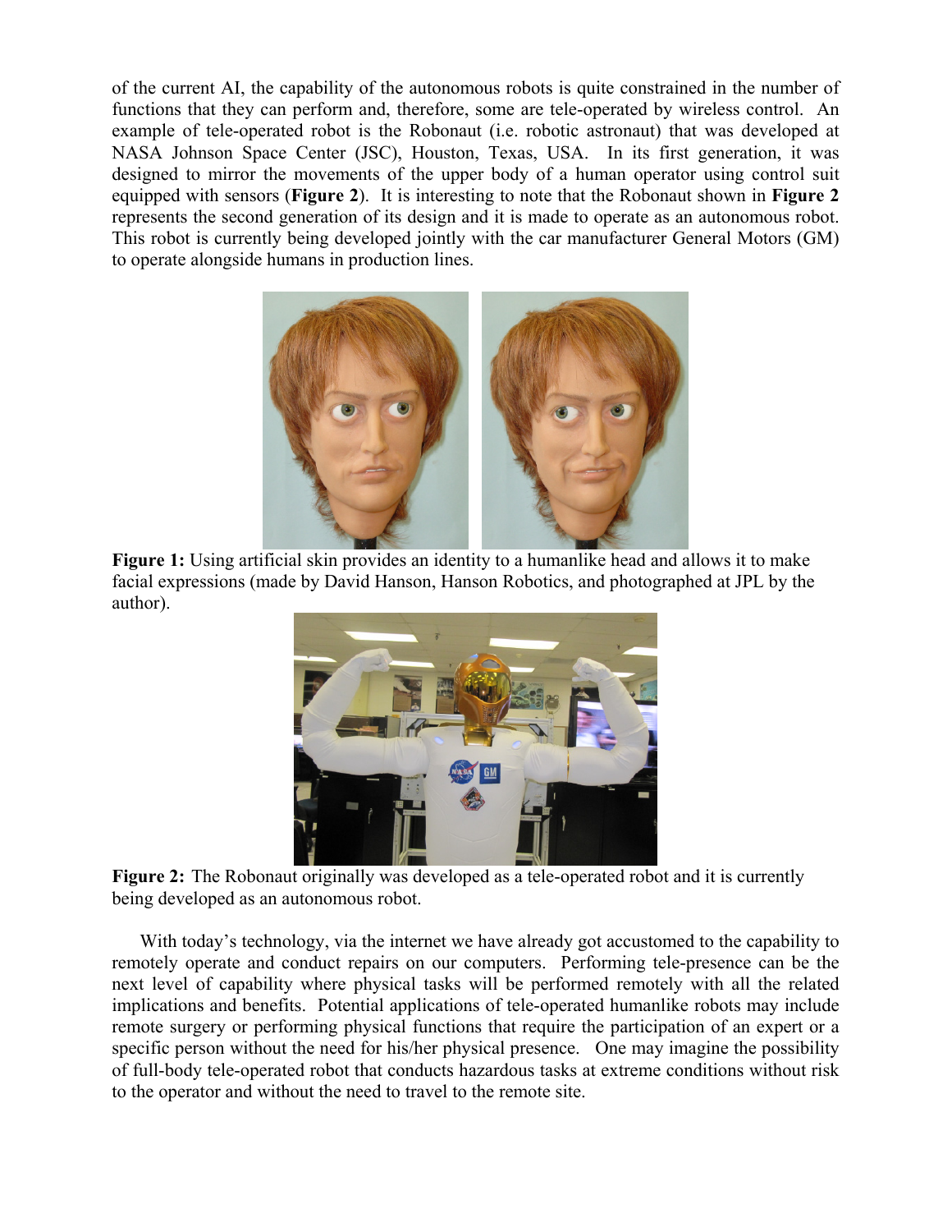of the current AI, the capability of the autonomous robots is quite constrained in the number of functions that they can perform and, therefore, some are tele-operated by wireless control. An example of tele-operated robot is the Robonaut (i.e. robotic astronaut) that was developed at NASA Johnson Space Center (JSC), Houston, Texas, USA. In its first generation, it was designed to mirror the movements of the upper body of a human operator using control suit equipped with sensors (**Figure 2**). It is interesting to note that the Robonaut shown in **Figure 2** represents the second generation of its design and it is made to operate as an autonomous robot. This robot is currently being developed jointly with the car manufacturer General Motors (GM) to operate alongside humans in production lines.

**Figure 1:** Using artificial skin provides an identity to a humanlike head and allows it to make facial expressions (made by David Hanson, Hanson Robotics, and photographed at JPL by the author).

**Figure 2:** The Robonaut originally was developed as a tele-operated robot and it is currently being developed as an autonomous robot.

With today's technology, via the internet we have already got accustomed to the capability to remotely operate and conduct repairs on our computers. Performing tele-presence can be the next level of capability where physical tasks will be performed remotely with all the related implications and benefits. Potential applications of tele-operated humanlike robots may include remote surgery or performing physical functions that require the participation of an expert or a specific person without the need for his/her physical presence. One may imagine the possibility of full-body tele-operated robot that conducts hazardous tasks at extreme conditions without risk to the operator and without the need to travel to the remote site.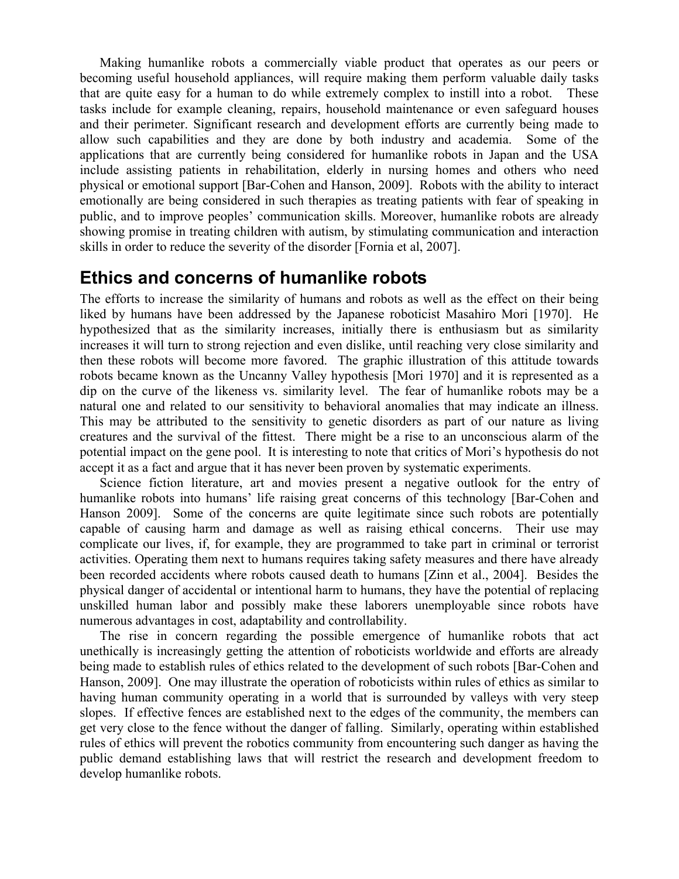Making humanlike robots a commercially viable product that operates as our peers or becoming useful household appliances, will require making them perform valuable daily tasks that are quite easy for a human to do while extremely complex to instill into a robot. These tasks include for example cleaning, repairs, household maintenance or even safeguard houses and their perimeter. Significant research and development efforts are currently being made to allow such capabilities and they are done by both industry and academia. Some of the applications that are currently being considered for humanlike robots in Japan and the USA include assisting patients in rehabilitation, elderly in nursing homes and others who need physical or emotional support [Bar-Cohen and Hanson, 2009]. Robots with the ability to interact emotionally are being considered in such therapies as treating patients with fear of speaking in public, and to improve peoples' communication skills. Moreover, humanlike robots are already showing promise in treating children with autism, by stimulating communication and interaction skills in order to reduce the severity of the disorder [Fornia et al, 2007].

## Ethics and concerns of humanlike robots

The efforts to increase the similarity of humans and robots as well as the effect on their being liked by humans have been addressed by the Japanese roboticist Masahiro Mori [1970]. He hypothesized that as the similarity increases, initially there is enthusiasm but as similarity increases it will turn to strong rejection and even dislike, until reaching very close similarity and then these robots will become more favored. The graphic illustration of this attitude towards robots became known as the Uncanny Valley hypothesis [Mori 1970] and it is represented as a dip on the curve of the likeness vs. similarity level. The fear of humanlike robots may be a natural one and related to our sensitivity to behavioral anomalies that may indicate an illness. This may be attributed to the sensitivity to genetic disorders as part of our nature as living creatures and the survival of the fittest. There might be a rise to an unconscious alarm of the potential impact on the gene pool. It is interesting to note that critics of Mori's hypothesis do not accept it as a fact and argue that it has never been proven by systematic experiments.

Science fiction literature, art and movies present a negative outlook for the entry of humanlike robots into humans' life raising great concerns of this technology [Bar-Cohen and Hanson 2009]. Some of the concerns are quite legitimate since such robots are potentially capable of causing harm and damage as well as raising ethical concerns. Their use may complicate our lives, if, for example, they are programmed to take part in criminal or terrorist activities. Operating them next to humans requires taking safety measures and there have already been recorded accidents where robots caused death to humans [Zinn et al., 2004]. Besides the physical danger of accidental or intentional harm to humans, they have the potential of replacing unskilled human labor and possibly make these laborers unemployable since robots have numerous advantages in cost, adaptability and controllability.

The rise in concern regarding the possible emergence of humanlike robots that act unethically is increasingly getting the attention of roboticists worldwide and efforts are already being made to establish rules of ethics related to the development of such robots [Bar-Cohen and Hanson, 2009]. One may illustrate the operation of roboticists within rules of ethics as similar to having human community operating in a world that is surrounded by valleys with very steep slopes. If effective fences are established next to the edges of the community, the members can get very close to the fence without the danger of falling. Similarly, operating within established rules of ethics will prevent the robotics community from encountering such danger as having the public demand establishing laws that will restrict the research and development freedom to develop humanlike robots.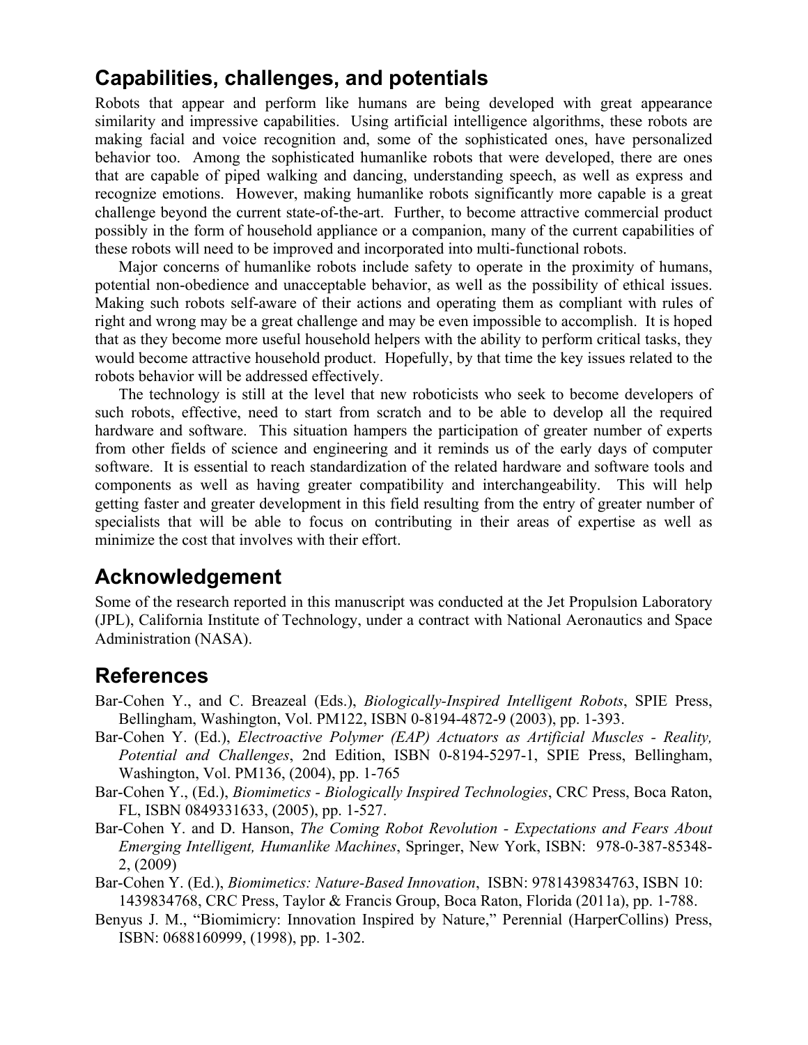## Capabilities, challenges, and potentials

Robots that appear and perform like humans are being developed with great appearance similarity and impressive capabilities. Using artificial intelligence algorithms, these robots are making facial and voice recognition and, some of the sophisticated ones, have personalized behavior too. Among the sophisticated humanlike robots that were developed, there are ones that are capable of piped walking and dancing, understanding speech, as well as express and recognize emotions. However, making humanlike robots significantly more capable is a great challenge beyond the current state-of-the-art. Further, to become attractive commercial product possibly in the form of household appliance or a companion, many of the current capabilities of these robots will need to be improved and incorporated into multi-functional robots.

Major concerns of humanlike robots include safety to operate in the proximity of humans, potential non-obedience and unacceptable behavior, as well as the possibility of ethical issues. Making such robots self-aware of their actions and operating them as compliant with rules of right and wrong may be a great challenge and may be even impossible to accomplish. It is hoped that as they become more useful household helpers with the ability to perform critical tasks, they would become attractive household product. Hopefully, by that time the key issues related to the robots behavior will be addressed effectively.

The technology is still at the level that new roboticists who seek to become developers of such robots, effective, need to start from scratch and to be able to develop all the required hardware and software. This situation hampers the participation of greater number of experts from other fields of science and engineering and it reminds us of the early days of computer software. It is essential to reach standardization of the related hardware and software tools and components as well as having greater compatibility and interchangeability. This will help getting faster and greater development in this field resulting from the entry of greater number of specialists that will be able to focus on contributing in their areas of expertise as well as minimize the cost that involves with their effort.

## Acknowledgement

Some of the research reported in this manuscript was conducted at the Jet Propulsion Laboratory (JPL), California Institute of Technology, under a contract with National Aeronautics and Space Administration (NASA).

## References

Bar-Cohen Y., and C. Breazeal (Eds.), *Biologically-Inspired Intelligent Robots*, SPIE Press, Bellingham, Washington, Vol. PM122, ISBN 0-8194-4872-9 (2003), pp. 1-393.

Bar-Cohen Y. (Ed.), *Electroactive Polymer (EAP) Actuators as Artificial Muscles - Reality, Potential and Challenges*, 2nd Edition, ISBN 0-8194-5297-1, SPIE Press, Bellingham, Washington, Vol. PM136, (2004), pp. 1-765

Bar-Cohen Y., (Ed.), *Biomimetics - Biologically Inspired Technologies*, CRC Press, Boca Raton, FL, ISBN 0849331633, (2005), pp. 1-527.

Bar-Cohen Y. and D. Hanson, *The Coming Robot Revolution - Expectations and Fears About Emerging Intelligent, Humanlike Machines*, Springer, New York, ISBN: 978-0-387-85348-2, (2009)

Bar-Cohen Y. (Ed.), *Biomimetics: Nature-Based Innovation*, ISBN: 9781439834763, ISBN 10: 1439834768, CRC Press, Taylor & Francis Group, Boca Raton, Florida (2011a), pp. 1-788.

Benyus J. M., "Biomimicry: Innovation Inspired by Nature," Perennial (HarperCollins) Press, ISBN: 0688160999, (1998), pp. 1-302.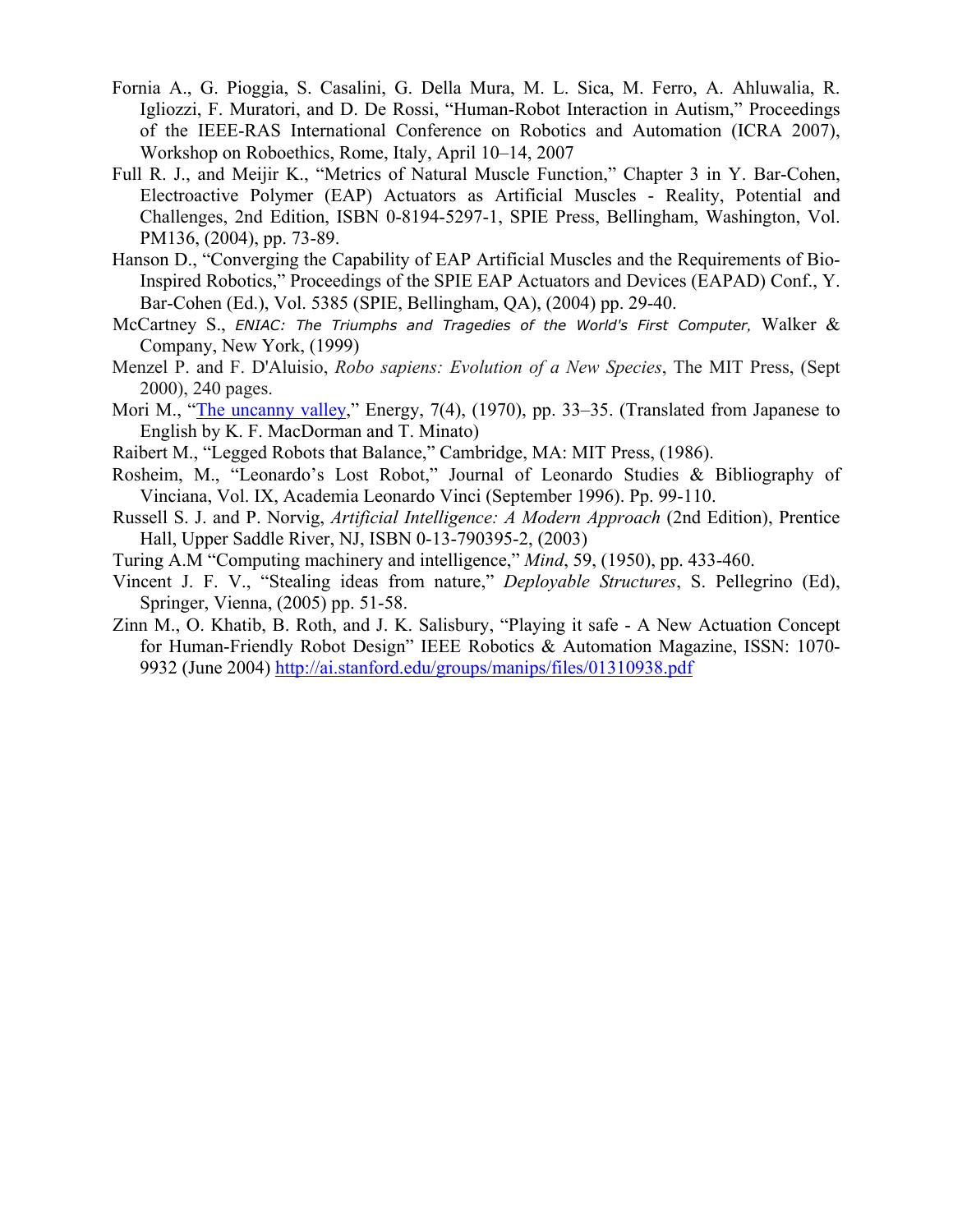Fornia A., G. Pioggia, S. Casalini, G. Della Mura, M. L. Sica, M. Ferro, A. Ahluwalia, R. Igliozzi, F. Muratori, and D. De Rossi, "Human-Robot Interaction in Autism," Proceedings of the IEEE-RAS International Conference on Robotics and Automation (ICRA 2007), Workshop on Roboethics, Rome, Italy, April 10–14, 2007

Full R. J., and Meijir K., "Metrics of Natural Muscle Function," Chapter 3 in Y. Bar-Cohen, Electroactive Polymer (EAP) Actuators as Artificial Muscles - Reality, Potential and Challenges, 2nd Edition, ISBN 0-8194-5297-1, SPIE Press, Bellingham, Washington, Vol. PM136, (2004), pp. 73-89.

Hanson D., "Converging the Capability of EAP Artificial Muscles and the Requirements of Bio-Inspired Robotics," Proceedings of the SPIE EAP Actuators and Devices (EAPAD) Conf., Y. Bar-Cohen (Ed.), Vol. 5385 (SPIE, Bellingham, QA), (2004) pp. 29-40.

McCartney S., *ENIAC: The Triumphs and Tragedies of the World's First Computer,* Walker & Company, New York, (1999)

Menzel P. and F. D'Aluisio, *Robo sapiens: Evolution of a New Species*, The MIT Press, (Sept 2000), 240 pages.

Mori M., "[The uncanny valley](The uncanny valley)," Energy, 7(4), (1970), pp. 33–35. (Translated from Japanese to English by K. F. MacDorman and T. Minato)

Raibert M., "Legged Robots that Balance," Cambridge, MA: MIT Press, (1986).

Rosheim, M., "Leonardo's Lost Robot," Journal of Leonardo Studies & Bibliography of Vinciana, Vol. IX, Academia Leonardo Vinci (September 1996). Pp. 99-110.

Russell S. J. and P. Norvig, *Artificial Intelligence: A Modern Approach* (2nd Edition), Prentice Hall, Upper Saddle River, NJ, ISBN 0-13-790395-2, (2003)

Turing A.M "Computing machinery and intelligence," *Mind*, 59, (1950), pp. 433-460.

Vincent J. F. V., "Stealing ideas from nature," *Deployable Structures*, S. Pellegrino (Ed), Springer, Vienna, (2005) pp. 51-58.

Zinn M., O. Khatib, B. Roth, and J. K. Salisbury, "Playing it safe - A New Actuation Concept for Human-Friendly Robot Design" IEEE Robotics & Automation Magazine, ISSN: 1070-9932 (June 2004) http://ai.stanford.edu/groups/manips/files/01310938.pdf